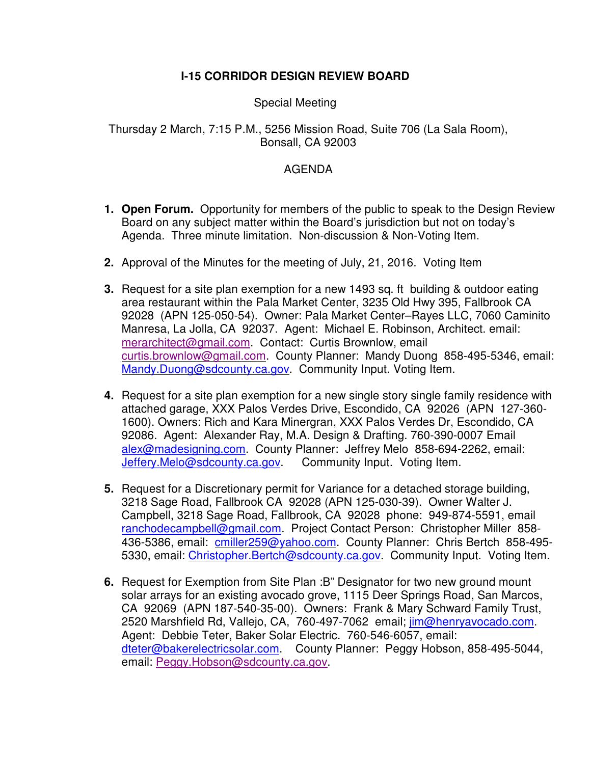# I-15 CORRIDOR DESIGN REVIEW BOARD

Special Meeting

Thursday 2 March, 7:15 P.M., 5256 Mission Road, Suite 706 (La Sala Room), Bonsall, CA 92003

AGENDA

1. **Open Forum.** Opportunity for members of the public to speak to the Design Review Board on any subject matter within the Board's jurisdiction but not on today's Agenda. Three minute limitation. Non-discussion & Non-Voting Item.

2. Approval of the Minutes for the meeting of July, 21, 2016. Voting Item

3. Request for a site plan exemption for a new 1493 sq. ft building & outdoor eating area restaurant within the Pala Market Center, 3235 Old Hwy 395, Fallbrook CA 92028 (APN 125-050-54). Owner: Pala Market Center–Rayes LLC, 7060 Caminito Manresa, La Jolla, CA 92037. Agent: Michael E. Robinson, Architect. email: merarchitect@gmail.com. Contact: Curtis Brownlow, email curtis.brownlow@gmail.com. County Planner: Mandy Duong 858-495-5346, email: Mandy.Duong@sdcounty.ca.gov. Community Input. Voting Item.

4. Request for a site plan exemption for a new single story single family residence with attached garage, XXX Palos Verdes Drive, Escondido, CA 92026 (APN 127-360-1600). Owners: Rich and Kara Minergran, XXX Palos Verdes Dr, Escondido, CA 92086. Agent: Alexander Ray, M.A. Design & Drafting. 760-390-0007 Email alex@madesigning.com. County Planner: Jeffrey Melo 858-694-2262, email: Jeffery.Melo@sdcounty.ca.gov. Community Input. Voting Item.

5. Request for a Discretionary permit for Variance for a detached storage building, 3218 Sage Road, Fallbrook CA 92028 (APN 125-030-39). Owner Walter J. Campbell, 3218 Sage Road, Fallbrook, CA 92028 phone: 949-874-5591, email ranchodecampbell@gmail.com. Project Contact Person: Christopher Miller 858-436-5386, email: cmiller259@yahoo.com. County Planner: Chris Bertch 858-495-5330, email: Christopher.Bertch@sdcounty.ca.gov. Community Input. Voting Item.

6. Request for Exemption from Site Plan :B" Designator for two new ground mount solar arrays for an existing avocado grove, 1115 Deer Springs Road, San Marcos, CA 92069 (APN 187-540-35-00). Owners: Frank & Mary Schward Family Trust, 2520 Marshfield Rd, Vallejo, CA, 760-497-7062 email; jim@henryavocado.com. Agent: Debbie Teter, Baker Solar Electric. 760-546-6057, email: dteter@bakerelectricsolar.com. County Planner: Peggy Hobson, 858-495-5044, email: Peggy.Hobson@sdcounty.ca.gov.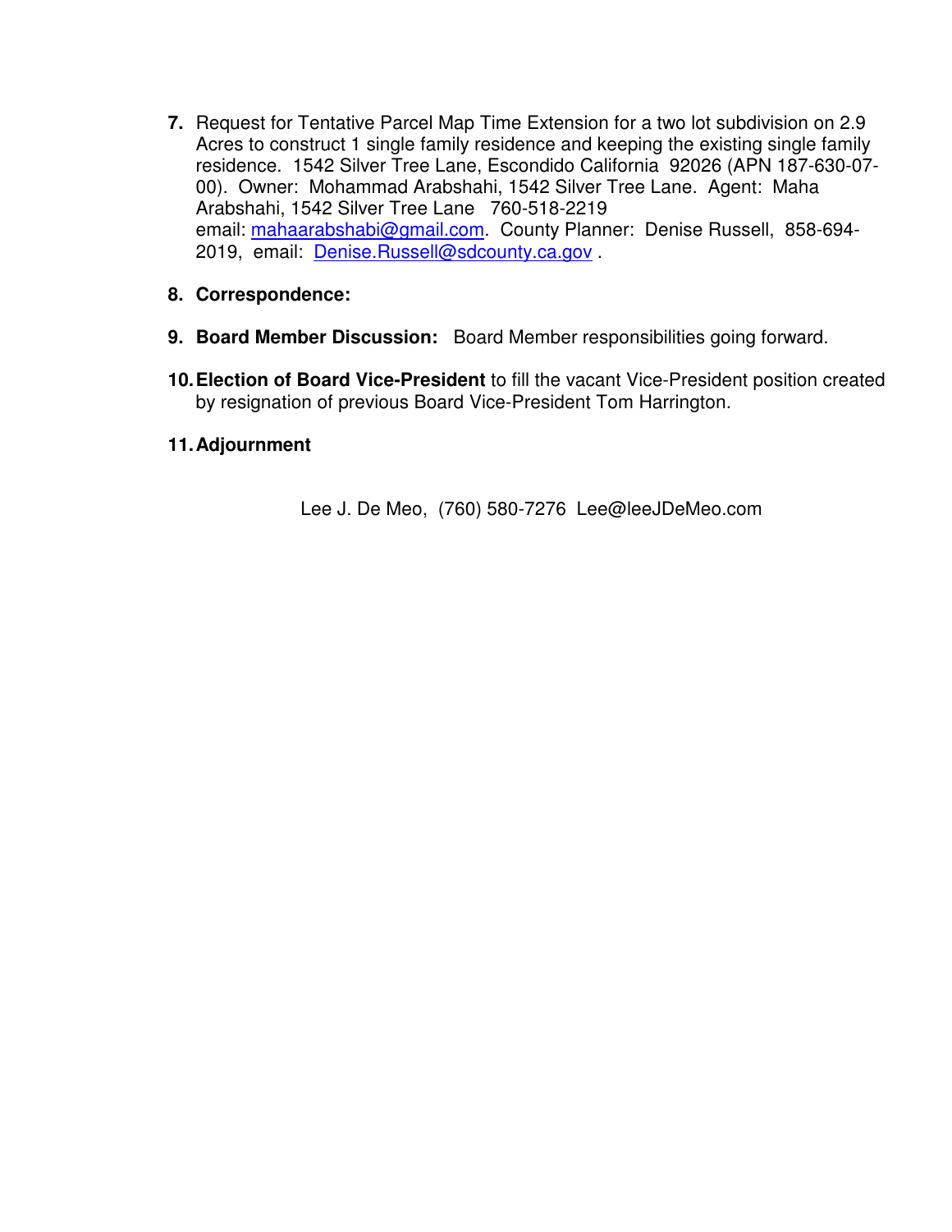7. Request for Tentative Parcel Map Time Extension for a two lot subdivision on 2.9 Acres to construct 1 single family residence and keeping the existing single family residence. 1542 Silver Tree Lane, Escondido California 92026 (APN 187-630-07-00). Owner: Mohammad Arabshahi, 1542 Silver Tree Lane. Agent: Maha Arabshahi, 1542 Silver Tree Lane 760-518-2219 email: mahaarabshabi@gmail.com. County Planner: Denise Russell, 858-694-2019, email: Denise.Russell@sdcounty.ca.gov .

8. **Correspondence:**

9. **Board Member Discussion:** Board Member responsibilities going forward.

10. **Election of Board Vice-President** to fill the vacant Vice-President position created by resignation of previous Board Vice-President Tom Harrington.

11. **Adjournment**

Lee J. De Meo, (760) 580-7276 Lee@leeJDeMeo.com